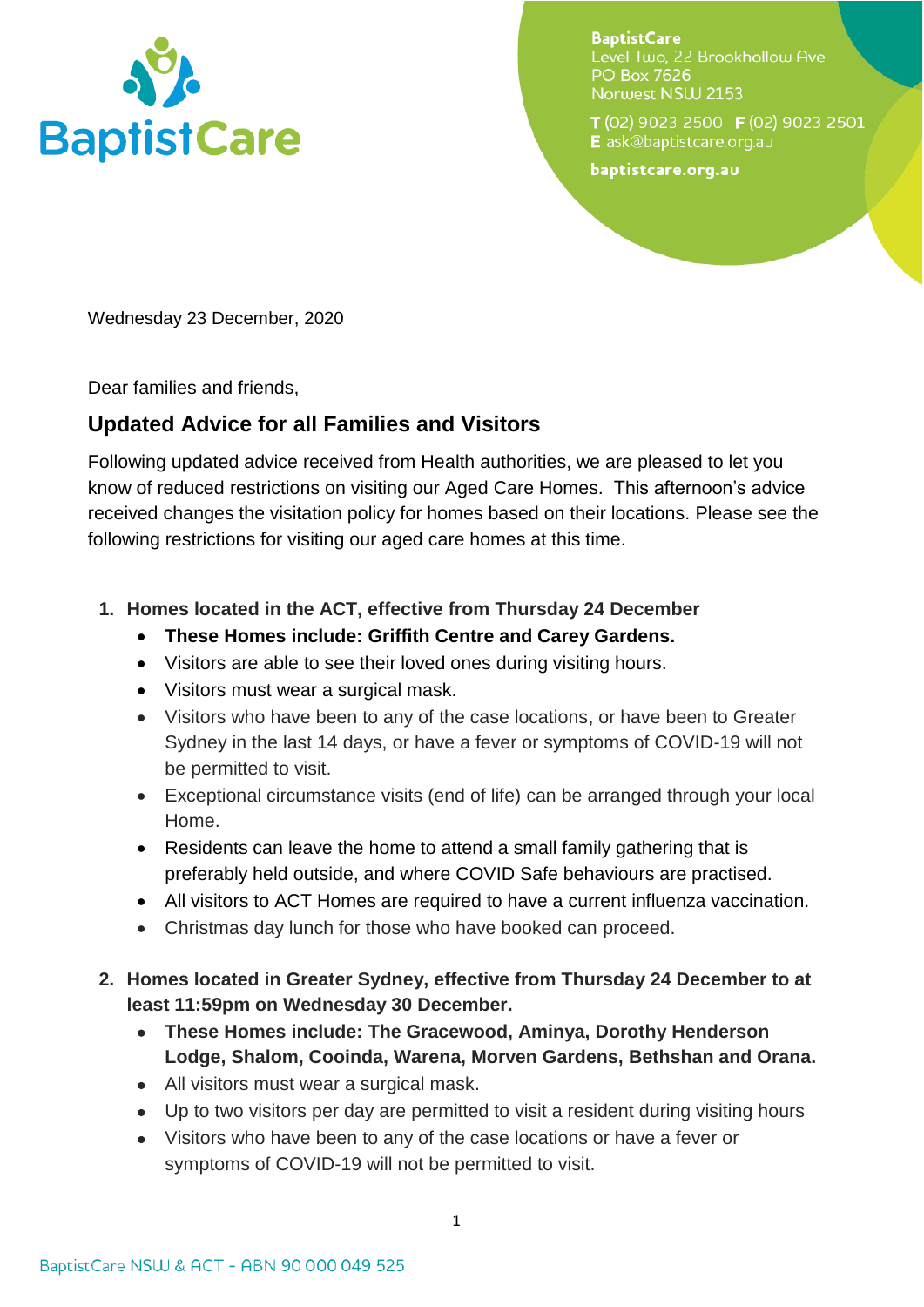BaptistCare

**BaptistCare**
Level Two, 22 Brookhollow Ave
PO Box 7626
Norwest NSW 2153

**T** (02) 9023 2500 **F** (02) 9023 2501
**E** ask@baptistcare.org.au

**baptistcare.org.au**

Wednesday 23 December, 2020

Dear families and friends,

## Updated Advice for all Families and Visitors

Following updated advice received from Health authorities, we are pleased to let you know of reduced restrictions on visiting our Aged Care Homes. This afternoon's advice received changes the visitation policy for homes based on their locations. Please see the following restrictions for visiting our aged care homes at this time.

1. **Homes located in the ACT, effective from Thursday 24 December**
   - **These Homes include: Griffith Centre and Carey Gardens.**
   - Visitors are able to see their loved ones during visiting hours.
   - Visitors must wear a surgical mask.
   - Visitors who have been to any of the case locations, or have been to Greater Sydney in the last 14 days, or have a fever or symptoms of COVID-19 will not be permitted to visit.
   - Exceptional circumstance visits (end of life) can be arranged through your local Home.
   - Residents can leave the home to attend a small family gathering that is preferably held outside, and where COVID Safe behaviours are practised.
   - All visitors to ACT Homes are required to have a current influenza vaccination.
   - Christmas day lunch for those who have booked can proceed.

2. **Homes located in Greater Sydney, effective from Thursday 24 December to at least 11:59pm on Wednesday 30 December.**
   - **These Homes include: The Gracewood, Aminya, Dorothy Henderson Lodge, Shalom, Cooinda, Warena, Morven Gardens, Bethshan and Orana.**
   - All visitors must wear a surgical mask.
   - Up to two visitors per day are permitted to visit a resident during visiting hours
   - Visitors who have been to any of the case locations or have a fever or symptoms of COVID-19 will not be permitted to visit.

BaptistCare NSW & ACT - ABN 90 000 049 525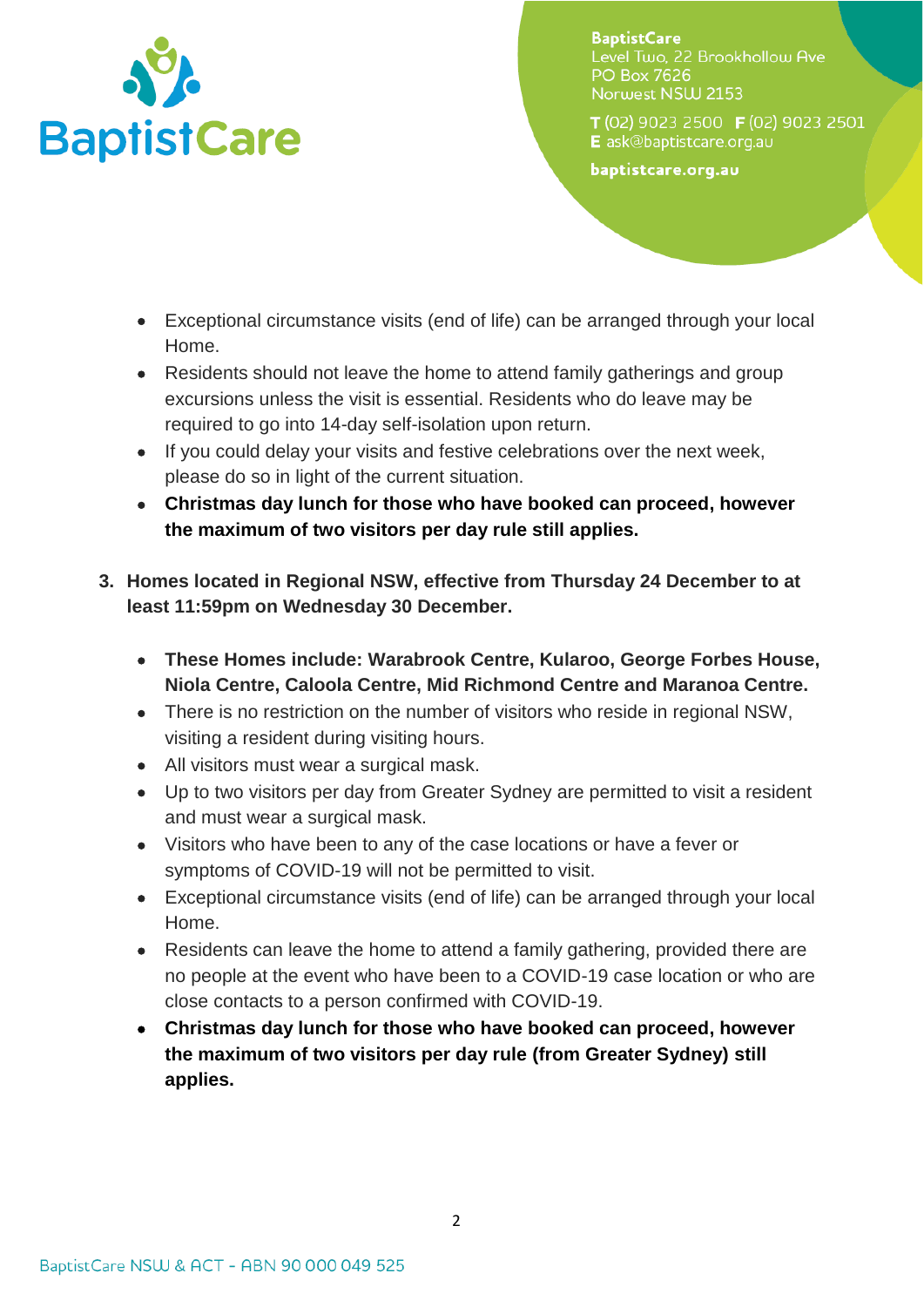- Exceptional circumstance visits (end of life) can be arranged through your local Home.
- Residents should not leave the home to attend family gatherings and group excursions unless the visit is essential. Residents who do leave may be required to go into 14-day self-isolation upon return.
- If you could delay your visits and festive celebrations over the next week, please do so in light of the current situation.
- **Christmas day lunch for those who have booked can proceed, however the maximum of two visitors per day rule still applies.**

3. **Homes located in Regional NSW, effective from Thursday 24 December to at least 11:59pm on Wednesday 30 December.**

   - **These Homes include: Warabrook Centre, Kularoo, George Forbes House, Niola Centre, Caloola Centre, Mid Richmond Centre and Maranoa Centre.**
   - There is no restriction on the number of visitors who reside in regional NSW, visiting a resident during visiting hours.
   - All visitors must wear a surgical mask.
   - Up to two visitors per day from Greater Sydney are permitted to visit a resident and must wear a surgical mask.
   - Visitors who have been to any of the case locations or have a fever or symptoms of COVID-19 will not be permitted to visit.
   - Exceptional circumstance visits (end of life) can be arranged through your local Home.
   - Residents can leave the home to attend a family gathering, provided there are no people at the event who have been to a COVID-19 case location or who are close contacts to a person confirmed with COVID-19.
   - **Christmas day lunch for those who have booked can proceed, however the maximum of two visitors per day rule (from Greater Sydney) still applies.**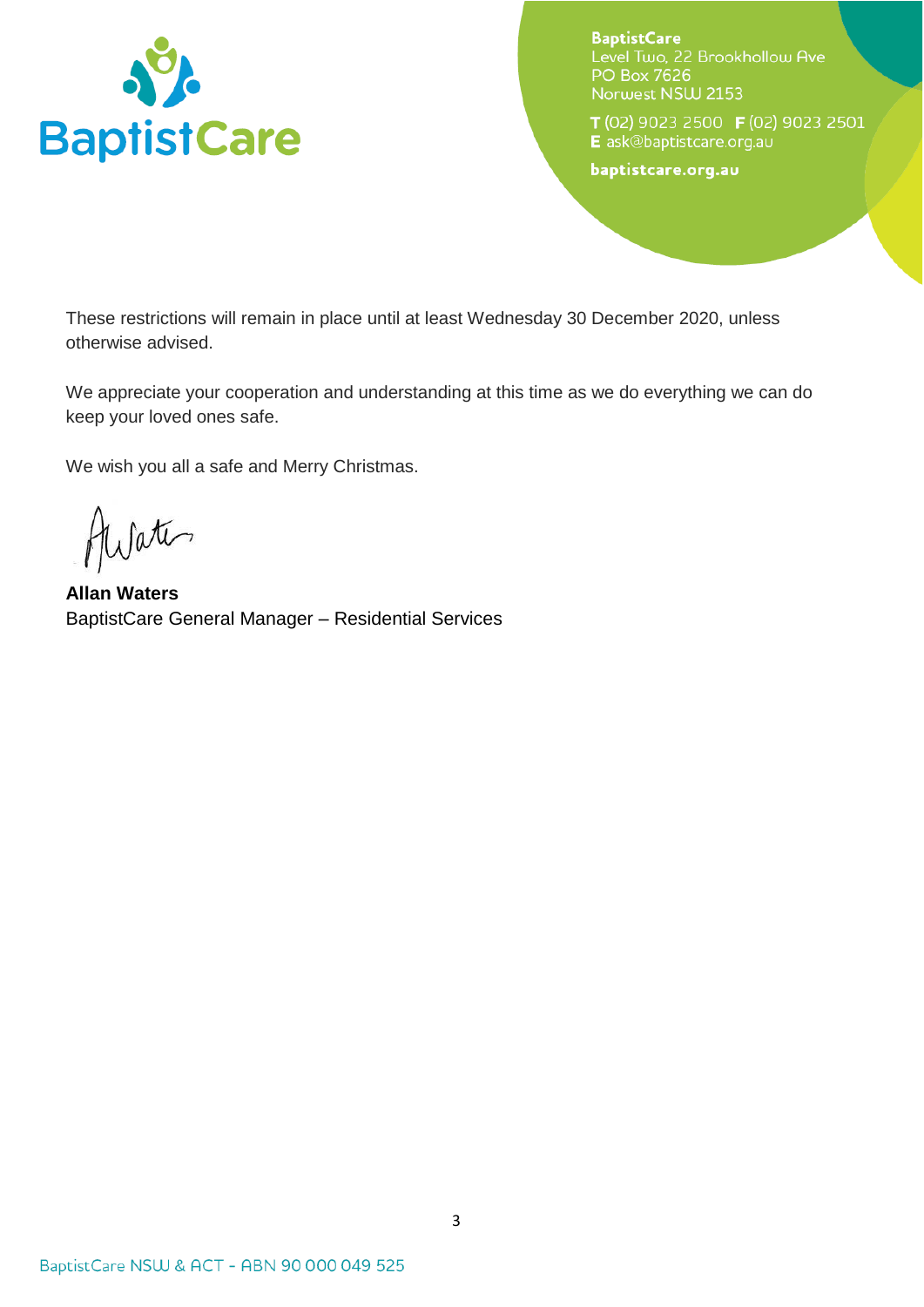BaptistCare
Level Two, 22 Brookhollow Ave
PO Box 7626
Norwest NSW 2153

T (02) 9023 2500 F (02) 9023 2501
E ask@baptistcare.org.au

baptistcare.org.au

These restrictions will remain in place until at least Wednesday 30 December 2020, unless otherwise advised.

We appreciate your cooperation and understanding at this time as we do everything we can do keep your loved ones safe.

We wish you all a safe and Merry Christmas.

**Allan Waters**
BaptistCare General Manager – Residential Services

BaptistCare NSW & ACT - ABN 90 000 049 525